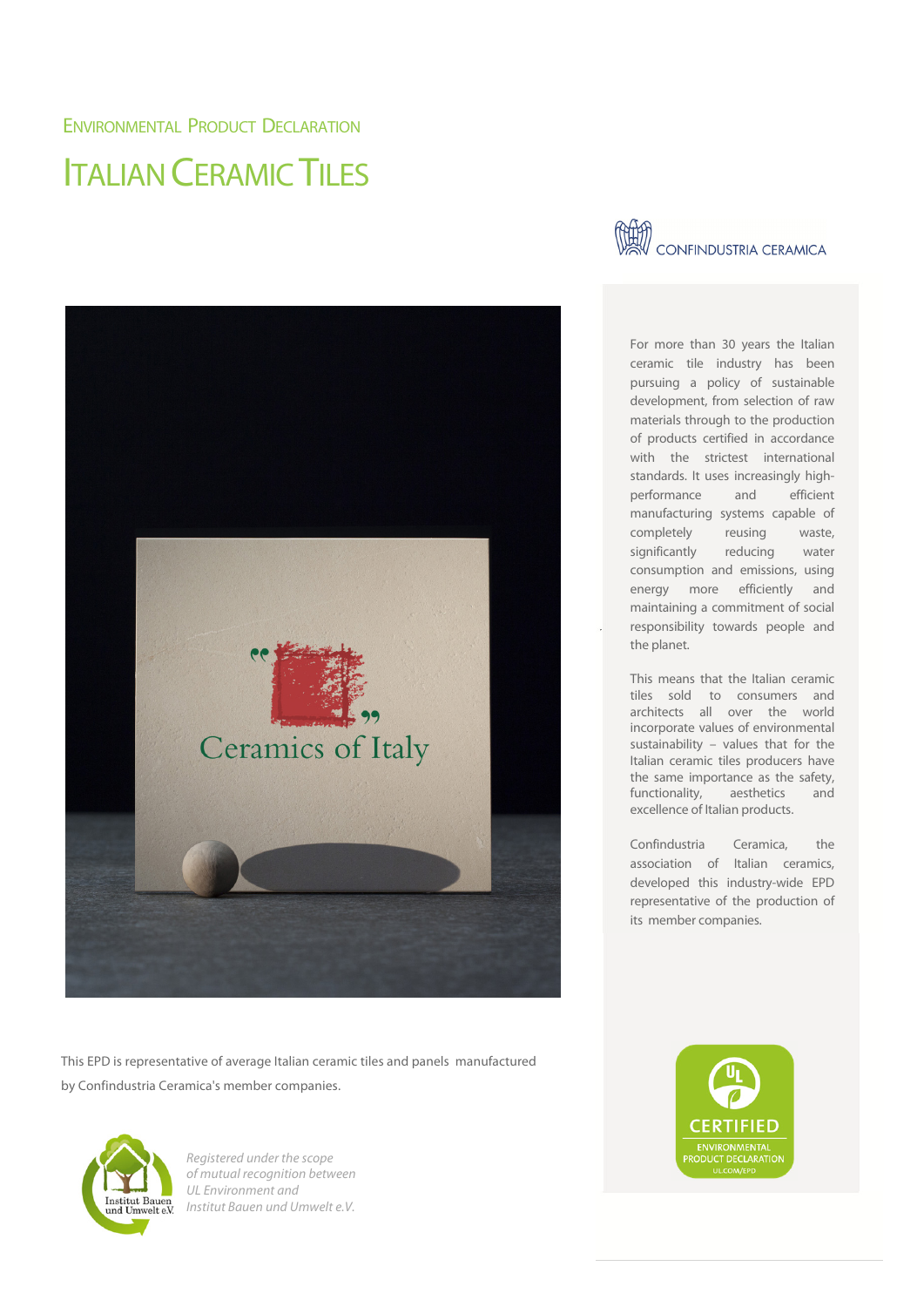ENVIRONMENTAL PRODUCT DECLARATION

# ITALIAN CERAMIC TILES

CONFINDUSTRIA CERAMICA

For more than 30 years the Italian ceramic tile industry has been pursuing a policy of sustainable development, from selection of raw materials through to the production of products certified in accordance with the strictest international standards. It uses increasingly high-performance and efficient manufacturing systems capable of completely reusing waste, significantly reducing water consumption and emissions, using energy more efficiently and maintaining a commitment of social responsibility towards people and the planet.

This means that the Italian ceramic tiles sold to consumers and architects all over the world incorporate values of environmental sustainability – values that for the Italian ceramic tiles producers have the same importance as the safety, functionality, aesthetics and excellence of Italian products.

Confindustria Ceramica, the association of Italian ceramics, developed this industry-wide EPD representative of the production of its member companies.

This EPD is representative of average Italian ceramic tiles and panels manufactured by Confindustria Ceramica's member companies.

Institut Bauen und Umwelt e.V.

*Registered under the scope of mutual recognition between UL Environment and Institut Bauen und Umwelt e.V.*

UL CERTIFIED ENVIRONMENTAL PRODUCT DECLARATION UL.COM/EPD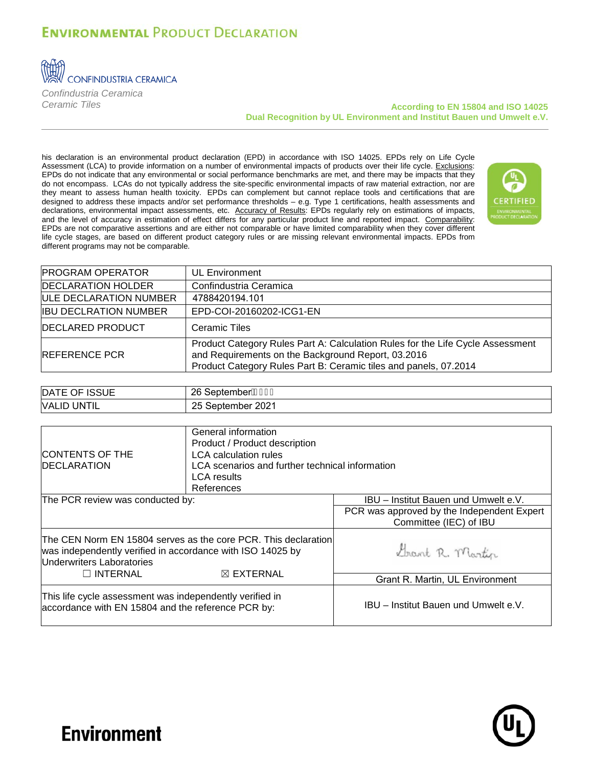# Environmental Product Declaration

CONFINDUSTRIA CERAMICA

*Confindustria Ceramica*
*Ceramic Tiles*

**According to EN 15804 and ISO 14025**
**Dual Recognition by UL Environment and Institut Bauen und Umwelt e.V.**

his declaration is an environmental product declaration (EPD) in accordance with ISO 14025. EPDs rely on Life Cycle Assessment (LCA) to provide information on a number of environmental impacts of products over their life cycle. Exclusions: EPDs do not indicate that any environmental or social performance benchmarks are met, and there may be impacts that they do not encompass. LCAs do not typically address the site-specific environmental impacts of raw material extraction, nor are they meant to assess human health toxicity. EPDs can complement but cannot replace tools and certifications that are designed to address these impacts and/or set performance thresholds – e.g. Type 1 certifications, health assessments and declarations, environmental impact assessments, etc. Accuracy of Results: EPDs regularly rely on estimations of impacts, and the level of accuracy in estimation of effect differs for any particular product line and reported impact. Comparability: EPDs are not comparative assertions and are either not comparable or have limited comparability when they cover different life cycle stages, are based on different product category rules or are missing relevant environmental impacts. EPDs from different programs may not be comparable.

| | |
|---|---|
| PROGRAM OPERATOR | UL Environment |
| DECLARATION HOLDER | Confindustria Ceramica |
| ULE DECLARATION NUMBER | 4788420194.101 |
| IBU DECLRATION NUMBER | EPD-COI-20160202-ICG1-EN |
| DECLARED PRODUCT | Ceramic Tiles |
| REFERENCE PCR | Product Category Rules Part A: Calculation Rules for the Life Cycle Assessment and Requirements on the Background Report, 03.2016<br>Product Category Rules Part B: Ceramic tiles and panels, 07.2014 |

| | |
|---|---|
| DATE OF ISSUE | 26 September 2016 |
| VALID UNTIL | 25 September 2021 |

| | |
|---|---|
| CONTENTS OF THE DECLARATION | General information<br>Product / Product description<br>LCA calculation rules<br>LCA scenarios and further technical information<br>LCA results<br>References |
| The PCR review was conducted by: | IBU – Institut Bauen und Umwelt e.V.<br>PCR was approved by the Independent Expert Committee (IEC) of IBU |
| The CEN Norm EN 15804 serves as the core PCR. This declaration was independently verified in accordance with ISO 14025 by Underwriters Laboratories<br>☐ INTERNAL ☒ EXTERNAL | Grant R. Martin, UL Environment |
| This life cycle assessment was independently verified in accordance with EN 15804 and the reference PCR by: | IBU – Institut Bauen und Umwelt e.V. |

Environment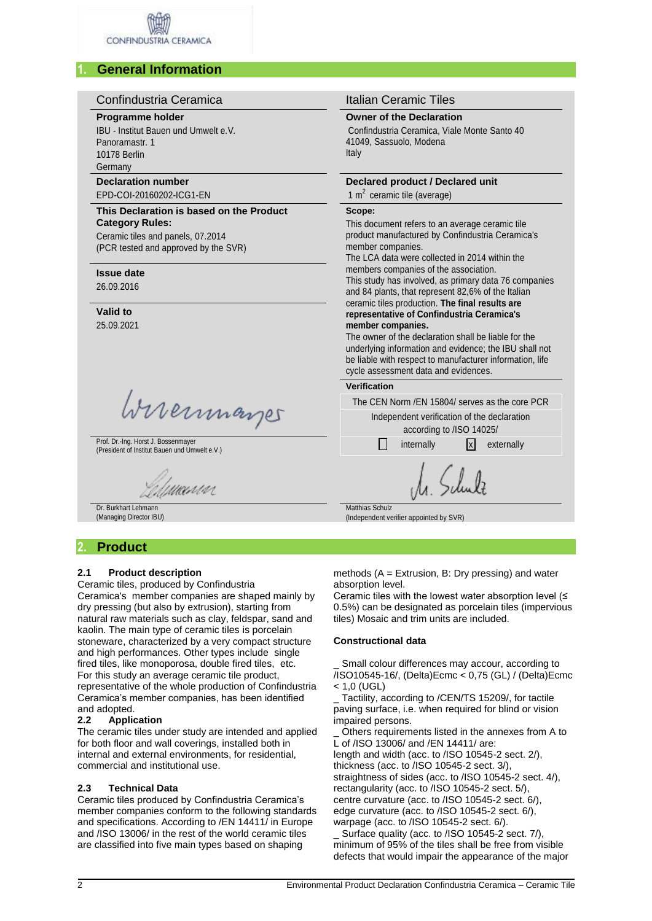CONFINDUSTRIA CERAMICA

## 1. General Information

| Confindustria Ceramica | Italian Ceramic Tiles |
|---|---|
| **Programme holder**<br>IBU - Institut Bauen und Umwelt e.V.<br>Panoramastr. 1<br>10178 Berlin<br>Germany | **Owner of the Declaration**<br>Confindustria Ceramica, Viale Monte Santo 40<br>41049, Sassuolo, Modena<br>Italy |
| **Declaration number**<br>EPD-COI-20160202-ICG1-EN | **Declared product / Declared unit**<br>1 $m^2$ ceramic tile (average) |
| **This Declaration is based on the Product Category Rules:**<br>Ceramic tiles and panels, 07.2014<br>(PCR tested and approved by the SVR)<br><br>**Issue date**<br>26.09.2016<br><br>**Valid to**<br>25.09.2021 | **Scope:**<br>This document refers to an average ceramic tile product manufactured by Confindustria Ceramica's member companies.<br>The LCA data were collected in 2014 within the members companies of the association.<br>This study has involved, as primary data 76 companies and 84 plants, that represent 82,6% of the Italian ceramic tiles production. **The final results are representative of Confindustria Ceramica's member companies.**<br>The owner of the declaration shall be liable for the underlying information and evidence; the IBU shall not be liable with respect to manufacturer information, life cycle assessment data and evidences. |
| Prof. Dr.-Ing. Horst J. Bossenmayer<br>(President of Institut Bauen und Umwelt e.V.) | **Verification**<br>The CEN Norm /EN 15804/ serves as the core PCR<br>Independent verification of the declaration according to /ISO 14025/<br>☐ internally ☒ externally |
| Dr. Burkhart Lehmann<br>(Managing Director IBU) | Matthias Schulz<br>(Independent verifier appointed by SVR) |

## 2. Product

### 2.1 Product description

Ceramic tiles, produced by Confindustria Ceramica's member companies are shaped mainly by dry pressing (but also by extrusion), starting from natural raw materials such as clay, feldspar, sand and kaolin. The main type of ceramic tiles is porcelain stoneware, characterized by a very compact structure and high performances. Other types include single fired tiles, like monoporosa, double fired tiles, etc.
For this study an average ceramic tile product, representative of the whole production of Confindustria Ceramica's member companies, has been identified and adopted.

### 2.2 Application

The ceramic tiles under study are intended and applied for both floor and wall coverings, installed both in internal and external environments, for residential, commercial and institutional use.

### 2.3 Technical Data

Ceramic tiles produced by Confindustria Ceramica's member companies conform to the following standards and specifications. According to /EN 14411/ in Europe and /ISO 13006/ in the rest of the world ceramic tiles are classified into five main types based on shaping methods (A = Extrusion, B: Dry pressing) and water absorption level.
Ceramic tiles with the lowest water absorption level (≤ 0.5%) can be designated as porcelain tiles (impervious tiles) Mosaic and trim units are included.

**Constructional data**

_ Small colour differences may accour, according to /ISO10545-16/, (Delta)Ecmc < 0,75 (GL) / (Delta)Ecmc < 1,0 (UGL)
_ Tactility, according to /CEN/TS 15209/, for tactile paving surface, i.e. when required for blind or vision impaired persons.
_ Others requirements listed in the annexes from A to L of /ISO 13006/ and /EN 14411/ are:
length and width (acc. to /ISO 10545-2 sect. 2/),
thickness (acc. to /ISO 10545-2 sect. 3/),
straightness of sides (acc. to /ISO 10545-2 sect. 4/),
rectangularity (acc. to /ISO 10545-2 sect. 5/),
centre curvature (acc. to /ISO 10545-2 sect. 6/),
edge curvature (acc. to /ISO 10545-2 sect. 6/),
warpage (acc. to /ISO 10545-2 sect. 6/).
_ Surface quality (acc. to /ISO 10545-2 sect. 7/), minimum of 95% of the tiles shall be free from visible defects that would impair the appearance of the major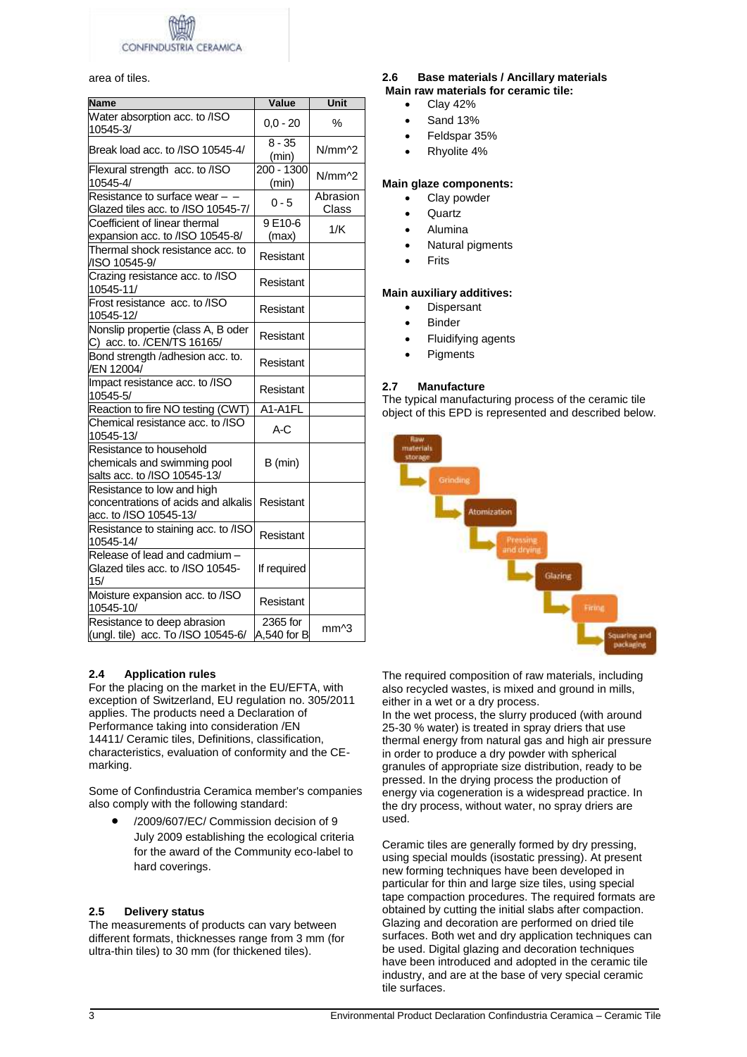area of tiles.

| Name | Value | Unit |
|---|---|---|
| Water absorption acc. to /ISO 10545-3/ | 0,0 - 20 | % |
| Break load acc. to /ISO 10545-4/ | 8 - 35 (min) | N/mm^2 |
| Flexural strength acc. to /ISO 10545-4/ | 200 - 1300 (min) | N/mm^2 |
| Resistance to surface wear – – Glazed tiles acc. to /ISO 10545-7/ | 0 - 5 | Abrasion Class |
| Coefficient of linear thermal expansion acc. to /ISO 10545-8/ | 9 E10-6 (max) | 1/K |
| Thermal shock resistance acc. to /ISO 10545-9/ | Resistant | |
| Crazing resistance acc. to /ISO 10545-11/ | Resistant | |
| Frost resistance acc. to /ISO 10545-12/ | Resistant | |
| Nonslip propertie (class A, B oder C) acc. to. /CEN/TS 16165/ | Resistant | |
| Bond strength /adhesion acc. to. /EN 12004/ | Resistant | |
| Impact resistance acc. to /ISO 10545-5/ | Resistant | |
| Reaction to fire NO testing (CWT) | A1-A1FL | |
| Chemical resistance acc. to /ISO 10545-13/ | A-C | |
| Resistance to household chemicals and swimming pool salts acc. to /ISO 10545-13/ | B (min) | |
| Resistance to low and high concentrations of acids and alkalis acc. to /ISO 10545-13/ | Resistant | |
| Resistance to staining acc. to /ISO 10545-14/ | Resistant | |
| Release of lead and cadmium – Glazed tiles acc. to /ISO 10545-15/ | If required | |
| Moisture expansion acc. to /ISO 10545-10/ | Resistant | |
| Resistance to deep abrasion (ungl. tile) acc. To /ISO 10545-6/ | 2365 for A,540 for B | mm^3 |

## 2.4 Application rules

For the placing on the market in the EU/EFTA, with exception of Switzerland, EU regulation no. 305/2011 applies. The products need a Declaration of Performance taking into consideration /EN 14411/ Ceramic tiles, Definitions, classification, characteristics, evaluation of conformity and the CE-marking.

Some of Confindustria Ceramica member's companies also comply with the following standard:

- /2009/607/EC/ Commission decision of 9 July 2009 establishing the ecological criteria for the award of the Community eco-label to hard coverings.

## 2.5 Delivery status

The measurements of products can vary between different formats, thicknesses range from 3 mm (for ultra-thin tiles) to 30 mm (for thickened tiles).

## 2.6 Base materials / Ancillary materials

**Main raw materials for ceramic tile:**

- Clay 42%
- Sand 13%
- Feldspar 35%
- Rhyolite 4%

**Main glaze components:**

- Clay powder
- Quartz
- Alumina
- Natural pigments
- Frits

**Main auxiliary additives:**

- Dispersant
- Binder
- Fluidifying agents
- Pigments

## 2.7 Manufacture

The typical manufacturing process of the ceramic tile object of this EPD is represented and described below.

Raw materials storage → Grinding → Atomization → Pressing and drying → Glazing → Firing → Squaring and packaging

The required composition of raw materials, including also recycled wastes, is mixed and ground in mills, either in a wet or a dry process.
In the wet process, the slurry produced (with around 25-30 % water) is treated in spray driers that use thermal energy from natural gas and high air pressure in order to produce a dry powder with spherical granules of appropriate size distribution, ready to be pressed. In the drying process the production of energy via cogeneration is a widespread practice. In the dry process, without water, no spray driers are used.

Ceramic tiles are generally formed by dry pressing, using special moulds (isostatic pressing). At present new forming techniques have been developed in particular for thin and large size tiles, using special tape compaction procedures. The required formats are obtained by cutting the initial slabs after compaction. Glazing and decoration are performed on dried tile surfaces. Both wet and dry application techniques can be used. Digital glazing and decoration techniques have been introduced and adopted in the ceramic tile industry, and are at the base of very special ceramic tile surfaces.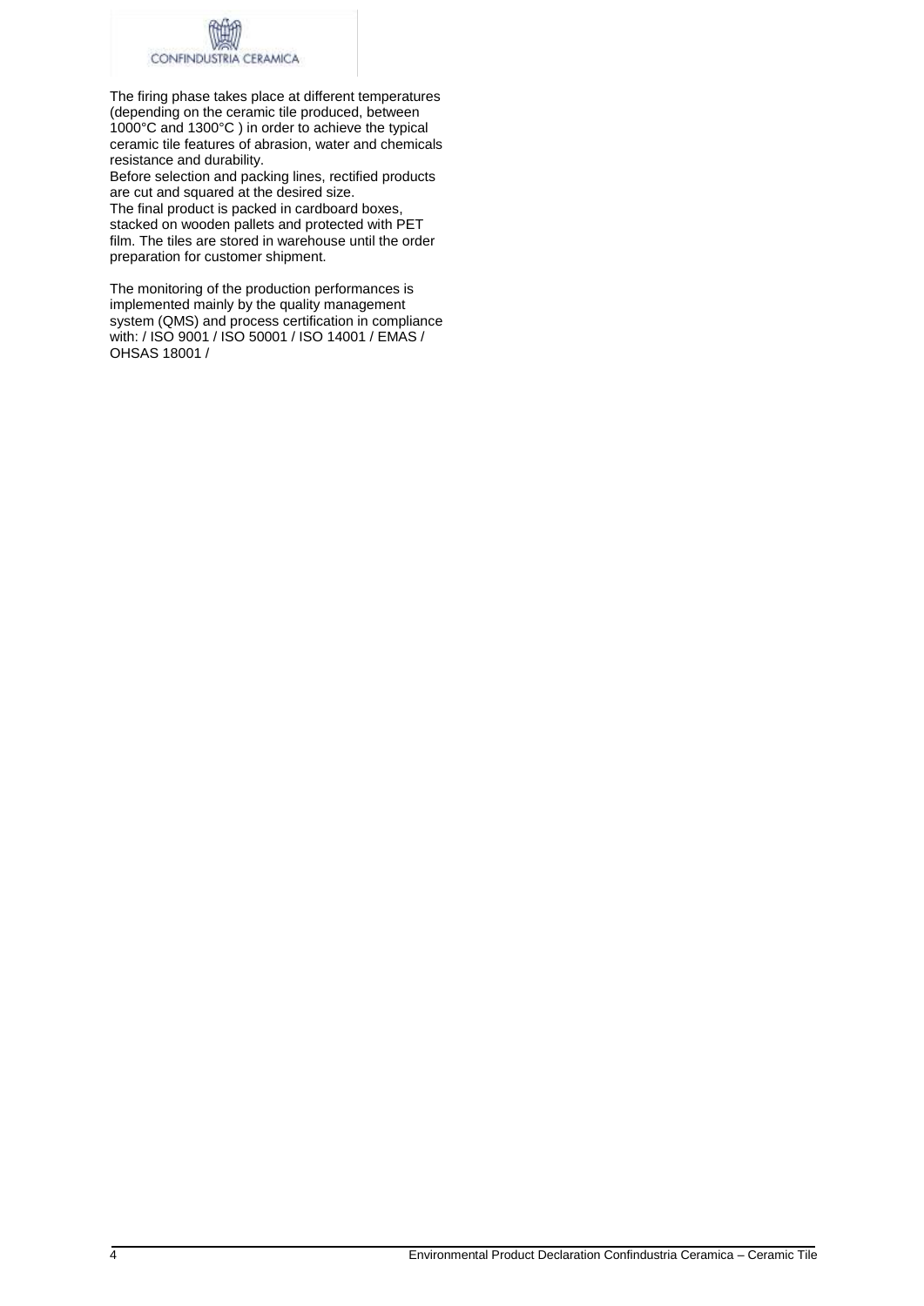The firing phase takes place at different temperatures (depending on the ceramic tile produced, between 1000°C and 1300°C ) in order to achieve the typical ceramic tile features of abrasion, water and chemicals resistance and durability.
Before selection and packing lines, rectified products are cut and squared at the desired size.
The final product is packed in cardboard boxes, stacked on wooden pallets and protected with PET film. The tiles are stored in warehouse until the order preparation for customer shipment.

The monitoring of the production performances is implemented mainly by the quality management system (QMS) and process certification in compliance with: / ISO 9001 / ISO 50001 / ISO 14001 / EMAS / OHSAS 18001 /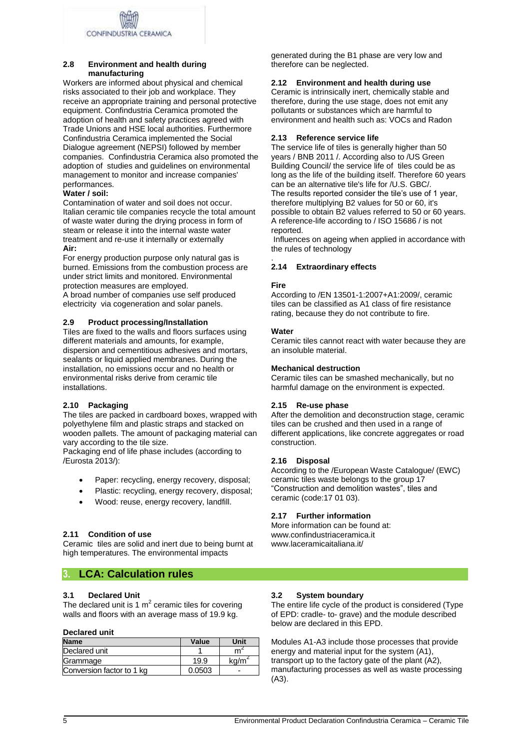### 2.8 Environment and health during manufacturing

Workers are informed about physical and chemical risks associated to their job and workplace. They receive an appropriate training and personal protective equipment. Confindustria Ceramica promoted the adoption of health and safety practices agreed with Trade Unions and HSE local authorities. Furthermore Confindustria Ceramica implemented the Social Dialogue agreement (NEPSI) followed by member companies. Confindustria Ceramica also promoted the adoption of studies and guidelines on environmental management to monitor and increase companies' performances.

**Water / soil:**

Contamination of water and soil does not occur. Italian ceramic tile companies recycle the total amount of waste water during the drying process in form of steam or release it into the internal waste water treatment and re-use it internally or externally

**Air:**

For energy production purpose only natural gas is burned. Emissions from the combustion process are under strict limits and monitored. Environmental protection measures are employed.

A broad number of companies use self produced electricity via cogeneration and solar panels.

### 2.9 Product processing/Installation

Tiles are fixed to the walls and floors surfaces using different materials and amounts, for example, dispersion and cementitious adhesives and mortars, sealants or liquid applied membranes. During the installation, no emissions occur and no health or environmental risks derive from ceramic tile installations.

### 2.10 Packaging

The tiles are packed in cardboard boxes, wrapped with polyethylene film and plastic straps and stacked on wooden pallets. The amount of packaging material can vary according to the tile size.

Packaging end of life phase includes (according to /Eurosta 2013/):

- Paper: recycling, energy recovery, disposal;
- Plastic: recycling, energy recovery, disposal;
- Wood: reuse, energy recovery, landfill.

### 2.11 Condition of use

Ceramic tiles are solid and inert due to being burnt at high temperatures. The environmental impacts generated during the B1 phase are very low and therefore can be neglected.

### 2.12 Environment and health during use

Ceramic is intrinsically inert, chemically stable and therefore, during the use stage, does not emit any pollutants or substances which are harmful to environment and health such as: VOCs and Radon

### 2.13 Reference service life

The service life of tiles is generally higher than 50 years / BNB 2011 /. According also to /US Green Building Council/ the service life of tiles could be as long as the life of the building itself. Therefore 60 years can be an alternative tile's life for /U.S. GBC/.

The results reported consider the tile's use of 1 year, therefore multiplying B2 values for 50 or 60, it's possible to obtain B2 values referred to 50 or 60 years. A reference-life according to / ISO 15686 / is not reported.

Influences on ageing when applied in accordance with the rules of technology

.

### 2.14 Extraordinary effects

**Fire**

According to /EN 13501-1:2007+A1:2009/, ceramic tiles can be classified as A1 class of fire resistance rating, because they do not contribute to fire.

**Water**

Ceramic tiles cannot react with water because they are an insoluble material.

**Mechanical destruction**

Ceramic tiles can be smashed mechanically, but no harmful damage on the environment is expected.

### 2.15 Re-use phase

After the demolition and deconstruction stage, ceramic tiles can be crushed and then used in a range of different applications, like concrete aggregates or road construction.

### 2.16 Disposal

According to the /European Waste Catalogue/ (EWC) ceramic tiles waste belongs to the group 17 "Construction and demolition wastes", tiles and ceramic (code:17 01 03).

### 2.17 Further information

More information can be found at:
www.confindustriaceramica.it
www.laceramicaitaliana.it/

## 3. LCA: Calculation rules

### 3.1 Declared Unit

The declared unit is 1 $m^2$ ceramic tiles for covering walls and floors with an average mass of 19.9 kg.

**Declared unit**

| Name | Value | Unit |
|---|---|---|
| Declared unit | 1 | $m^2$ |
| Grammage | 19.9 | $kg/m^2$ |
| Conversion factor to 1 kg | 0.0503 | - |

### 3.2 System boundary

The entire life cycle of the product is considered (Type of EPD: cradle- to- grave) and the module described below are declared in this EPD.

Modules A1-A3 include those processes that provide energy and material input for the system (A1), transport up to the factory gate of the plant (A2), manufacturing processes as well as waste processing (A3).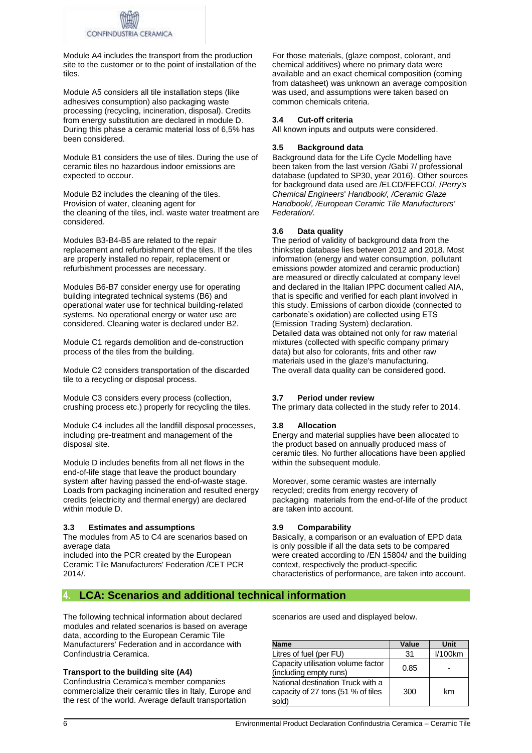Module A4 includes the transport from the production site to the customer or to the point of installation of the tiles.

Module A5 considers all tile installation steps (like adhesives consumption) also packaging waste processing (recycling, incineration, disposal). Credits from energy substitution are declared in module D. During this phase a ceramic material loss of 6,5% has been considered.

Module B1 considers the use of tiles. During the use of ceramic tiles no hazardous indoor emissions are expected to occour.

Module B2 includes the cleaning of the tiles. Provision of water, cleaning agent for the cleaning of the tiles, incl. waste water treatment are considered.

Modules B3-B4-B5 are related to the repair replacement and refurbishment of the tiles. If the tiles are properly installed no repair, replacement or refurbishment processes are necessary.

Modules B6-B7 consider energy use for operating building integrated technical systems (B6) and operational water use for technical building-related systems. No operational energy or water use are considered. Cleaning water is declared under B2.

Module C1 regards demolition and de-construction process of the tiles from the building.

Module C2 considers transportation of the discarded tile to a recycling or disposal process.

Module C3 considers every process (collection, crushing process etc.) properly for recycling the tiles.

Module C4 includes all the landfill disposal processes, including pre-treatment and management of the disposal site.

Module D includes benefits from all net flows in the end-of-life stage that leave the product boundary system after having passed the end-of-waste stage. Loads from packaging incineration and resulted energy credits (electricity and thermal energy) are declared within module D.

### 3.3 Estimates and assumptions

The modules from A5 to C4 are scenarios based on average data included into the PCR created by the European Ceramic Tile Manufacturers' Federation /CET PCR 2014/.

For those materials, (glaze compost, colorant, and chemical additives) where no primary data were available and an exact chemical composition (coming from datasheet) was unknown an average composition was used, and assumptions were taken based on common chemicals criteria.

### 3.4 Cut-off criteria

All known inputs and outputs were considered.

### 3.5 Background data

Background data for the Life Cycle Modelling have been taken from the last version /Gabi 7/ professional database (updated to SP30, year 2016). Other sources for background data used are /ELCD/FEFCO/, /*Perry's Chemical Engineers' Handbook*/, /*Ceramic Glaze Handbook*/, /*European Ceramic Tile Manufacturers' Federation*/.

### 3.6 Data quality

The period of validity of background data from the thinkstep database lies between 2012 and 2018. Most information (energy and water consumption, pollutant emissions powder atomized and ceramic production) are measured or directly calculated at company level and declared in the Italian IPPC document called AIA, that is specific and verified for each plant involved in this study. Emissions of carbon dioxide (connected to carbonate's oxidation) are collected using ETS (Emission Trading System) declaration.
Detailed data was obtained not only for raw material mixtures (collected with specific company primary data) but also for colorants, frits and other raw materials used in the glaze's manufacturing.
The overall data quality can be considered good.

### 3.7 Period under review

The primary data collected in the study refer to 2014.

### 3.8 Allocation

Energy and material supplies have been allocated to the product based on annually produced mass of ceramic tiles. No further allocations have been applied within the subsequent module.

Moreover, some ceramic wastes are internally recycled; credits from energy recovery of packaging materials from the end-of-life of the product are taken into account.

### 3.9 Comparability

Basically, a comparison or an evaluation of EPD data is only possible if all the data sets to be compared were created according to /EN 15804/ and the building context, respectively the product-specific characteristics of performance, are taken into account.

## 4. LCA: Scenarios and additional technical information

The following technical information about declared modules and related scenarios is based on average data, according to the European Ceramic Tile Manufacturers' Federation and in accordance with Confindustria Ceramica.

**Transport to the building site (A4)**

Confindustria Ceramica's member companies commercialize their ceramic tiles in Italy, Europe and the rest of the world. Average default transportation scenarios are used and displayed below.

| Name | Value | Unit |
|---|---|---|
| Litres of fuel (per FU) | 31 | l/100km |
| Capacity utilisation volume factor (including empty runs) | 0.85 | - |
| National destination Truck with a capacity of 27 tons (51 % of tiles sold) | 300 | km |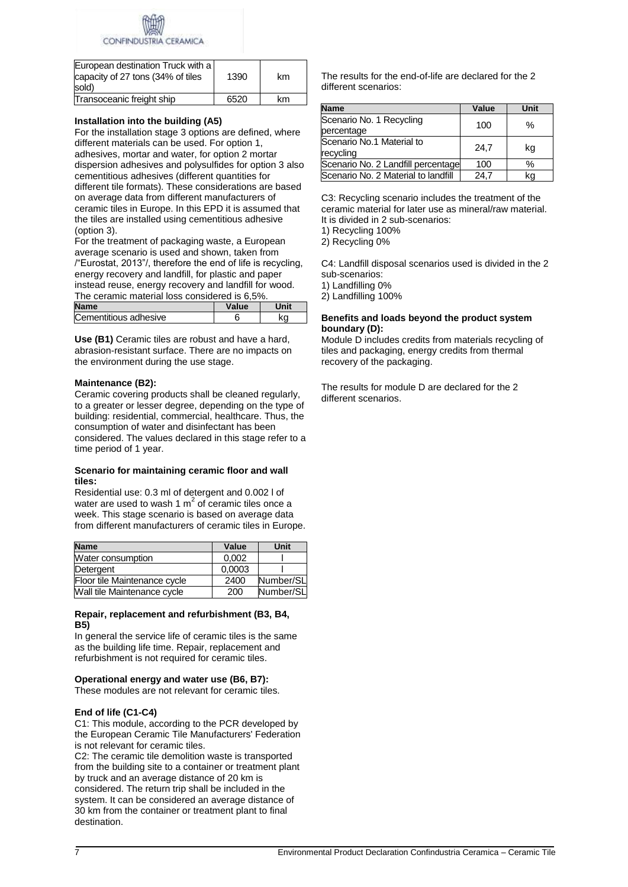| European destination Truck with a capacity of 27 tons (34% of tiles sold) | 1390 | km |
|---|---|---|
| Transoceanic freight ship | 6520 | km |

**Installation into the building (A5)**

For the installation stage 3 options are defined, where different materials can be used. For option 1, adhesives, mortar and water, for option 2 mortar dispersion adhesives and polysulfides for option 3 also cementitious adhesives (different quantities for different tile formats). These considerations are based on average data from different manufacturers of ceramic tiles in Europe. In this EPD it is assumed that the tiles are installed using cementitious adhesive (option 3).

For the treatment of packaging waste, a European average scenario is used and shown, taken from /"Eurostat, 2013"/, therefore the end of life is recycling, energy recovery and landfill, for plastic and paper instead reuse, energy recovery and landfill for wood. The ceramic material loss considered is 6,5%.

| Name | Value | Unit |
|---|---|---|
| Cementitious adhesive | 6 | kg |

**Use (B1)** Ceramic tiles are robust and have a hard, abrasion-resistant surface. There are no impacts on the environment during the use stage.

**Maintenance (B2):**

Ceramic covering products shall be cleaned regularly, to a greater or lesser degree, depending on the type of building: residential, commercial, healthcare. Thus, the consumption of water and disinfectant has been considered. The values declared in this stage refer to a time period of 1 year.

**Scenario for maintaining ceramic floor and wall tiles:**

Residential use: 0.3 ml of detergent and 0.002 l of water are used to wash 1 $m^2$ of ceramic tiles once a week. This stage scenario is based on average data from different manufacturers of ceramic tiles in Europe.

| Name | Value | Unit |
|---|---|---|
| Water consumption | 0,002 | l |
| Detergent | 0,0003 | l |
| Floor tile Maintenance cycle | 2400 | Number/SL |
| Wall tile Maintenance cycle | 200 | Number/SL |

**Repair, replacement and refurbishment (B3, B4, B5)**

In general the service life of ceramic tiles is the same as the building life time. Repair, replacement and refurbishment is not required for ceramic tiles.

**Operational energy and water use (B6, B7):**

These modules are not relevant for ceramic tiles.

**End of life (C1-C4)**

C1: This module, according to the PCR developed by the European Ceramic Tile Manufacturers' Federation is not relevant for ceramic tiles.

C2: The ceramic tile demolition waste is transported from the building site to a container or treatment plant by truck and an average distance of 20 km is considered. The return trip shall be included in the system. It can be considered an average distance of 30 km from the container or treatment plant to final destination.

The results for the end-of-life are declared for the 2 different scenarios:

| Name | Value | Unit |
|---|---|---|
| Scenario No. 1 Recycling percentage | 100 | % |
| Scenario No.1 Material to recycling | 24,7 | kg |
| Scenario No. 2 Landfill percentage | 100 | % |
| Scenario No. 2 Material to landfill | 24,7 | kg |

C3: Recycling scenario includes the treatment of the ceramic material for later use as mineral/raw material. It is divided in 2 sub-scenarios:

1) Recycling 100%
2) Recycling 0%

C4: Landfill disposal scenarios used is divided in the 2 sub-scenarios:

1) Landfilling 0%
2) Landfilling 100%

**Benefits and loads beyond the product system boundary (D):**

Module D includes credits from materials recycling of tiles and packaging, energy credits from thermal recovery of the packaging.

The results for module D are declared for the 2 different scenarios.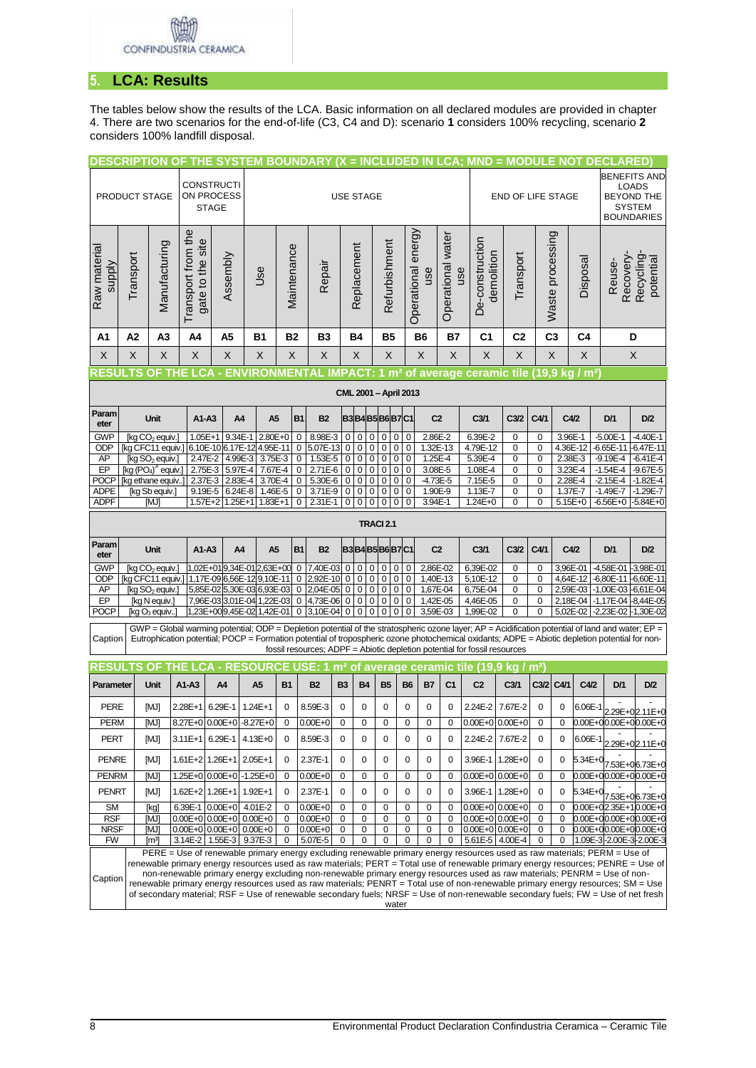## 5. LCA: Results

The tables below show the results of the LCA. Basic information on all declared modules are provided in chapter 4. There are two scenarios for the end-of-life (C3, C4 and D): scenario **1** considers 100% recycling, scenario **2** considers 100% landfill disposal.

**DESCRIPTION OF THE SYSTEM BOUNDARY (X = INCLUDED IN LCA; MND = MODULE NOT DECLARED)**

| PRODUCT STAGE | | | CONSTRUCTION PROCESS STAGE | | USE STAGE | | | | | | | END OF LIFE STAGE | | | | BENEFITS AND LOADS BEYOND THE SYSTEM BOUNDARIES |
|---|---|---|---|---|---|---|---|---|---|---|---|---|---|---|---|---|
| Raw material supply | Transport | Manufacturing | Transport from the gate to the site | Assembly | Use | Maintenance | Repair | Replacement | Refurbishment | Operational energy use | Operational water use | De-construction demolition | Transport | Waste processing | Disposal | Reuse-Recovery-Recycling-potential |
| A1 | A2 | A3 | A4 | A5 | B1 | B2 | B3 | B4 | B5 | B6 | B7 | C1 | C2 | C3 | C4 | D |
| X | X | X | X | X | X | X | X | X | X | X | X | X | X | X | X | X |

**RESULTS OF THE LCA - ENVIRONMENTAL IMPACT: 1 m² of average ceramic tile (19,9 kg / m²)**

**CML 2001 – April 2013**

| Parameter | Unit | A1-A3 | A4 | A5 | B1 | B2 | B3 | B4 | B5 | B6 | B7 | C1 | C2 | C3/1 | C3/2 | C4/1 | C4/2 | D/1 | D/2 |
|---|---|---|---|---|---|---|---|---|---|---|---|---|---|---|---|---|---|---|---|
| GWP | [kg $CO_2$ equiv.] | 1.05E+1 | 9.34E-1 | 2.80E+0 | 0 | 8.98E-3 | 0 | 0 | 0 | 0 | 0 | 0 | 2.86E-2 | 6.39E-2 | 0 | 0 | 3.96E-1 | -5.00E-1 | -4.40E-1 |
| ODP | [kg CFC11 equiv.] | 6.10E-10 | 6.17E-12 | 4.95E-11 | 0 | 5.07E-13 | 0 | 0 | 0 | 0 | 0 | 0 | 1.32E-13 | 4.79E-12 | 0 | 0 | 4.36E-12 | -6.65E-11 | -6.47E-11 |
| AP | [kg $SO_2$ equiv.] | 2.47E-2 | 4.99E-3 | 3.75E-3 | 0 | 1.53E-5 | 0 | 0 | 0 | 0 | 0 | 0 | 1.25E-4 | 5.39E-4 | 0 | 0 | 2.38E-3 | -9.19E-4 | -6.41E-4 |
| EP | [kg $(PO_4)^{3-}$ equiv.] | 2.75E-3 | 5.97E-4 | 7.67E-4 | 0 | 2.71E-6 | 0 | 0 | 0 | 0 | 0 | 0 | 3.08E-5 | 1.08E-4 | 0 | 0 | 3.23E-4 | -1.54E-4 | -9.67E-5 |
| POCP | [kg ethane equiv.] | 2.37E-3 | 2.83E-4 | 3.70E-4 | 0 | 5.30E-6 | 0 | 0 | 0 | 0 | 0 | 0 | -4.73E-5 | 7.15E-5 | 0 | 0 | 2.28E-4 | -2.15E-4 | -1.82E-4 |
| ADPE | [kg Sb equiv.] | 9.19E-5 | 6.24E-8 | 1.46E-5 | 0 | 3.71E-9 | 0 | 0 | 0 | 0 | 0 | 0 | 1.90E-9 | 1.13E-7 | 0 | 0 | 1.37E-7 | -1.49E-7 | -1.29E-7 |
| ADPF | [MJ] | 1.57E+2 | 1.25E+1 | 1.83E+1 | 0 | 2.31E-1 | 0 | 0 | 0 | 0 | 0 | 0 | 3.94E-1 | 1.24E+0 | 0 | 0 | 5.15E+0 | -6.56E+0 | -5.84E+0 |

**TRACI 2.1**

| Parameter | Unit | A1-A3 | A4 | A5 | B1 | B2 | B3 | B4 | B5 | B6 | B7 | C1 | C2 | C3/1 | C3/2 | C4/1 | C4/2 | D/1 | D/2 |
|---|---|---|---|---|---|---|---|---|---|---|---|---|---|---|---|---|---|---|---|
| GWP | [kg $CO_2$ equiv.] | 1,02E+01 | 9,34E-01 | 2,63E+00 | 0 | 7,40E-03 | 0 | 0 | 0 | 0 | 0 | 0 | 2,86E-02 | 6,39E-02 | 0 | 0 | 3,96E-01 | -4,58E-01 | -3,98E-01 |
| ODP | [kg CFC11 equiv.] | 1,17E-09 | 6,56E-12 | 9,10E-11 | 0 | 2,92E-10 | 0 | 0 | 0 | 0 | 0 | 0 | 1,40E-13 | 5,10E-12 | 0 | 0 | 4,64E-12 | -6,80E-11 | -6,60E-11 |
| AP | [kg $SO_2$ equiv.] | 5,85E-02 | 5,30E-03 | 6,93E-03 | 0 | 2,04E-05 | 0 | 0 | 0 | 0 | 0 | 0 | 1,67E-04 | 6,75E-04 | 0 | 0 | 2,59E-03 | -1,00E-03 | -6,61E-04 |
| EP | [kg N equiv.] | 7,96E-03 | 3,01E-04 | 1,22E-03 | 0 | 4,73E-06 | 0 | 0 | 0 | 0 | 0 | 0 | 1,42E-05 | 4,46E-05 | 0 | 0 | 2,18E-04 | -1,17E-04 | -8,44E-05 |
| POCP | [kg $O_3$ equiv.] | 1,23E+00 | 9,45E-02 | 1,42E-01 | 0 | 3,10E-04 | 0 | 0 | 0 | 0 | 0 | 0 | 3,59E-03 | 1,99E-02 | 0 | 0 | 5,02E-02 | -2,23E-02 | -1,30E-02 |

Caption: GWP = Global warming potential; ODP = Depletion potential of the stratospheric ozone layer; AP = Acidification potential of land and water; EP = Eutrophication potential; POCP = Formation potential of tropospheric ozone photochemical oxidants; ADPE = Abiotic depletion potential for non-fossil resources; ADPF = Abiotic depletion potential for fossil resources

**RESULTS OF THE LCA - RESOURCE USE: 1 m² of average ceramic tile (19,9 kg / m²)**

| Parameter | Unit | A1-A3 | A4 | A5 | B1 | B2 | B3 | B4 | B5 | B6 | B7 | C1 | C2 | C3/1 | C3/2 | C4/1 | C4/2 | D/1 | D/2 |
|---|---|---|---|---|---|---|---|---|---|---|---|---|---|---|---|---|---|---|---|
| PERE | [MJ] | 2.28E+1 | 6.29E-1 | 1.24E+1 | 0 | 8.59E-3 | 0 | 0 | 0 | 0 | 0 | 0 | 2.24E-2 | 7.67E-2 | 0 | 0 | 6.06E-1 | -2.29E+0 | -2.11E+0 |
| PERM | [MJ] | 8.27E+0 | 0.00E+0 | -8.27E+0 | 0 | 0.00E+0 | 0 | 0 | 0 | 0 | 0 | 0 | 0.00E+0 | 0.00E+0 | 0 | 0 | 0.00E+0 | 0.00E+0 | 0.00E+0 |
| PERT | [MJ] | 3.11E+1 | 6.29E-1 | 4.13E+0 | 0 | 8.59E-3 | 0 | 0 | 0 | 0 | 0 | 0 | 2.24E-2 | 7.67E-2 | 0 | 0 | 6.06E-1 | -2.29E+0 | -2.11E+0 |
| PENRE | [MJ] | 1.61E+2 | 1.26E+1 | 2.05E+1 | 0 | 2.37E-1 | 0 | 0 | 0 | 0 | 0 | 0 | 3.96E-1 | 1.28E+0 | 0 | 0 | 5.34E+0 | -7.53E+0 | -6.73E+0 |
| PENRM | [MJ] | 1.25E+0 | 0.00E+0 | -1.25E+0 | 0 | 0.00E+0 | 0 | 0 | 0 | 0 | 0 | 0 | 0.00E+0 | 0.00E+0 | 0 | 0 | 0.00E+0 | 0.00E+0 | 0.00E+0 |
| PENRT | [MJ] | 1.62E+2 | 1.26E+1 | 1.92E+1 | 0 | 2.37E-1 | 0 | 0 | 0 | 0 | 0 | 0 | 3.96E-1 | 1.28E+0 | 0 | 0 | 5.34E+0 | -7.53E+0 | -6.73E+0 |
| SM | [kg] | 6.39E-1 | 0.00E+0 | 4.01E-2 | 0 | 0.00E+0 | 0 | 0 | 0 | 0 | 0 | 0 | 0.00E+0 | 0.00E+0 | 0 | 0 | 0.00E+0 | 2.35E+1 | 0.00E+0 |
| RSF | [MJ] | 0.00E+0 | 0.00E+0 | 0.00E+0 | 0 | 0.00E+0 | 0 | 0 | 0 | 0 | 0 | 0 | 0.00E+0 | 0.00E+0 | 0 | 0 | 0.00E+0 | 0.00E+0 | 0.00E+0 |
| NRSF | [MJ] | 0.00E+0 | 0.00E+0 | 0.00E+0 | 0 | 0.00E+0 | 0 | 0 | 0 | 0 | 0 | 0 | 0.00E+0 | 0.00E+0 | 0 | 0 | 0.00E+0 | 0.00E+0 | 0.00E+0 |
| FW | [m³] | 3.14E-2 | 1.55E-3 | 9.37E-3 | 0 | 5.07E-5 | 0 | 0 | 0 | 0 | 0 | 0 | 5.61E-5 | 4.00E-4 | 0 | 0 | 1.09E-3 | -2.00E-3 | -2.00E-3 |

Caption: PERE = Use of renewable primary energy excluding renewable primary energy resources used as raw materials; PERM = Use of renewable primary energy resources used as raw materials; PERT = Total use of renewable primary energy resources; PENRE = Use of non-renewable primary energy excluding non-renewable primary energy resources used as raw materials; PENRM = Use of non-renewable primary energy resources used as raw materials; PENRT = Total use of non-renewable primary energy resources; SM = Use of secondary material; RSF = Use of renewable secondary fuels; NRSF = Use of non-renewable secondary fuels; FW = Use of net fresh water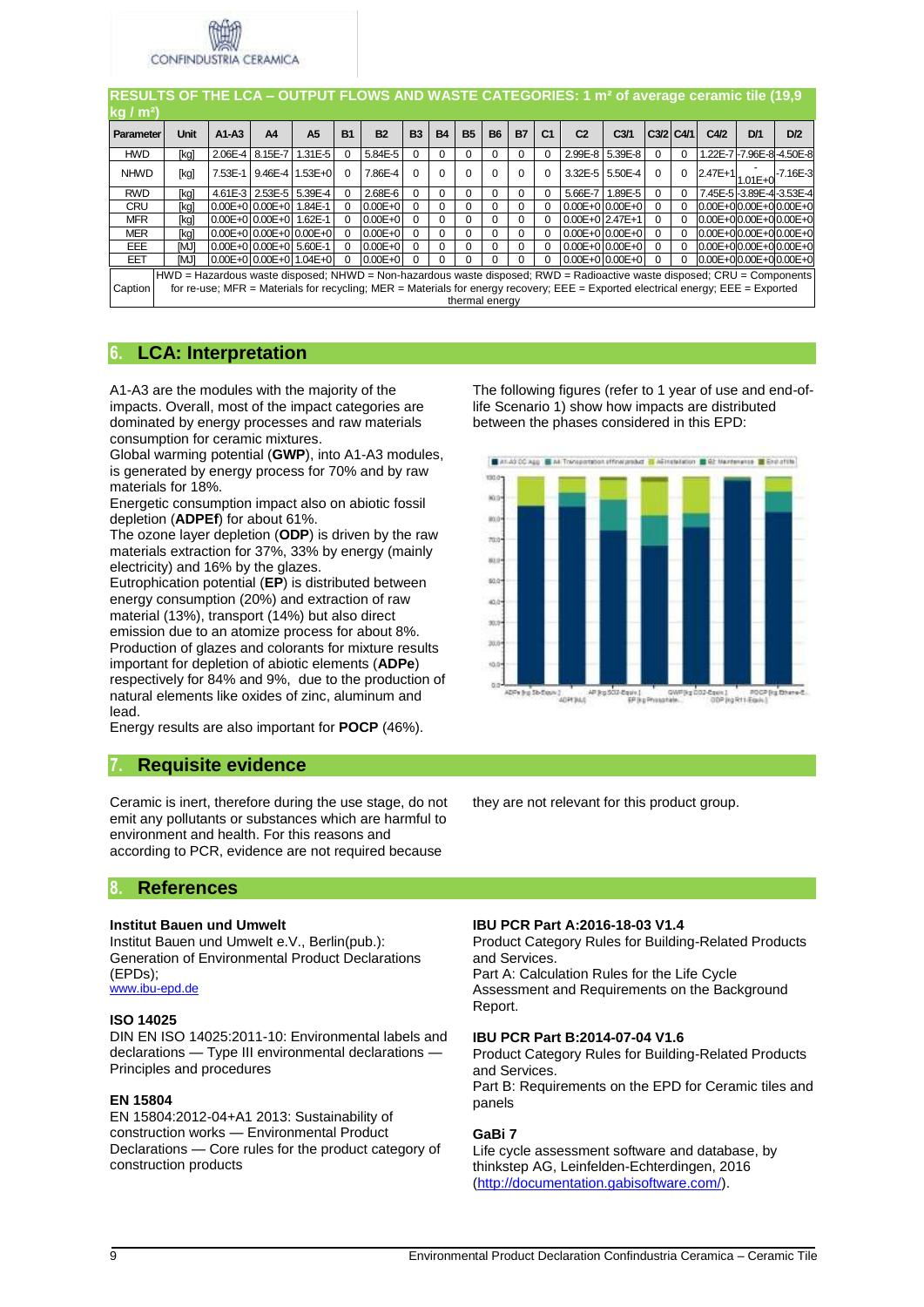## RESULTS OF THE LCA – OUTPUT FLOWS AND WASTE CATEGORIES: 1 m² of average ceramic tile (19,9 kg / m²)

| Parameter | Unit | A1-A3 | A4 | A5 | B1 | B2 | B3 | B4 | B5 | B6 | B7 | C1 | C2 | C3/1 | C3/2 | C4/1 | C4/2 | D/1 | D/2 |
|---|---|---|---|---|---|---|---|---|---|---|---|---|---|---|---|---|---|---|---|
| HWD | [kg] | 2.06E-4 | 8.15E-7 | 1.31E-5 | 0 | 5.84E-5 | 0 | 0 | 0 | 0 | 0 | 0 | 2.99E-8 | 5.39E-8 | 0 | 0 | 1.22E-7 | -7.96E-8 | -4.50E-8 |
| NHWD | [kg] | 7.53E-1 | 9.46E-4 | 1.53E+0 | 0 | 7.86E-4 | 0 | 0 | 0 | 0 | 0 | 0 | 3.32E-5 | 5.50E-4 | 0 | 0 | 2.47E+1 | -1.01E+0 | -7.16E-3 |
| RWD | [kg] | 4.61E-3 | 2.53E-5 | 5.39E-4 | 0 | 2.68E-6 | 0 | 0 | 0 | 0 | 0 | 0 | 5.66E-7 | 1.89E-5 | 0 | 0 | 7.45E-5 | -3.89E-4 | -3.53E-4 |
| CRU | [kg] | 0.00E+0 | 0.00E+0 | 1.84E-1 | 0 | 0.00E+0 | 0 | 0 | 0 | 0 | 0 | 0 | 0.00E+0 | 0.00E+0 | 0 | 0 | 0.00E+0 | 0.00E+0 | 0.00E+0 |
| MFR | [kg] | 0.00E+0 | 0.00E+0 | 1.62E-1 | 0 | 0.00E+0 | 0 | 0 | 0 | 0 | 0 | 0 | 0.00E+0 | 2.47E+1 | 0 | 0 | 0.00E+0 | 0.00E+0 | 0.00E+0 |
| MER | [kg] | 0.00E+0 | 0.00E+0 | 0.00E+0 | 0 | 0.00E+0 | 0 | 0 | 0 | 0 | 0 | 0 | 0.00E+0 | 0.00E+0 | 0 | 0 | 0.00E+0 | 0.00E+0 | 0.00E+0 |
| EEE | [MJ] | 0.00E+0 | 0.00E+0 | 5.60E-1 | 0 | 0.00E+0 | 0 | 0 | 0 | 0 | 0 | 0 | 0.00E+0 | 0.00E+0 | 0 | 0 | 0.00E+0 | 0.00E+0 | 0.00E+0 |
| EET | [MJ] | 0.00E+0 | 0.00E+0 | 1.04E+0 | 0 | 0.00E+0 | 0 | 0 | 0 | 0 | 0 | 0 | 0.00E+0 | 0.00E+0 | 0 | 0 | 0.00E+0 | 0.00E+0 | 0.00E+0 |
| Caption | HWD = Hazardous waste disposed; NHWD = Non-hazardous waste disposed; RWD = Radioactive waste disposed; CRU = Components for re-use; MFR = Materials for recycling; MER = Materials for energy recovery; EEE = Exported electrical energy; EEE = Exported thermal energy | | | | | | | | | | | | | | | | | | |

## 6. LCA: Interpretation

A1-A3 are the modules with the majority of the impacts. Overall, most of the impact categories are dominated by energy processes and raw materials consumption for ceramic mixtures.

Global warming potential (**GWP**), into A1-A3 modules, is generated by energy process for 70% and by raw materials for 18%.

Energetic consumption impact also on abiotic fossil depletion (**ADPEf**) for about 61%.

The ozone layer depletion (**ODP**) is driven by the raw materials extraction for 37%, 33% by energy (mainly electricity) and 16% by the glazes.

Eutrophication potential (**EP**) is distributed between energy consumption (20%) and extraction of raw material (13%), transport (14%) but also direct emission due to an atomize process for about 8%.

Production of glazes and colorants for mixture results important for depletion of abiotic elements (**ADPe**) respectively for 84% and 9%, due to the production of natural elements like oxides of zinc, aluminum and lead.

Energy results are also important for **POCP** (46%).

The following figures (refer to 1 year of use and end-of-life Scenario 1) show how impacts are distributed between the phases considered in this EPD:

## 7. Requisite evidence

Ceramic is inert, therefore during the use stage, do not emit any pollutants or substances which are harmful to environment and health. For this reasons and according to PCR, evidence are not required because they are not relevant for this product group.

## 8. References

**Institut Bauen und Umwelt**
Institut Bauen und Umwelt e.V., Berlin(pub.): Generation of Environmental Product Declarations (EPDs);
www.ibu-epd.de

**ISO 14025**
DIN EN ISO 14025:2011-10: Environmental labels and declarations — Type III environmental declarations — Principles and procedures

**EN 15804**
EN 15804:2012-04+A1 2013: Sustainability of construction works — Environmental Product Declarations — Core rules for the product category of construction products

**IBU PCR Part A:2016-18-03 V1.4**
Product Category Rules for Building-Related Products and Services.
Part A: Calculation Rules for the Life Cycle Assessment and Requirements on the Background Report.

**IBU PCR Part B:2014-07-04 V1.6**
Product Category Rules for Building-Related Products and Services.
Part B: Requirements on the EPD for Ceramic tiles and panels

**GaBi 7**
Life cycle assessment software and database, by thinkstep AG, Leinfelden-Echterdingen, 2016 (http://documentation.gabisoftware.com/).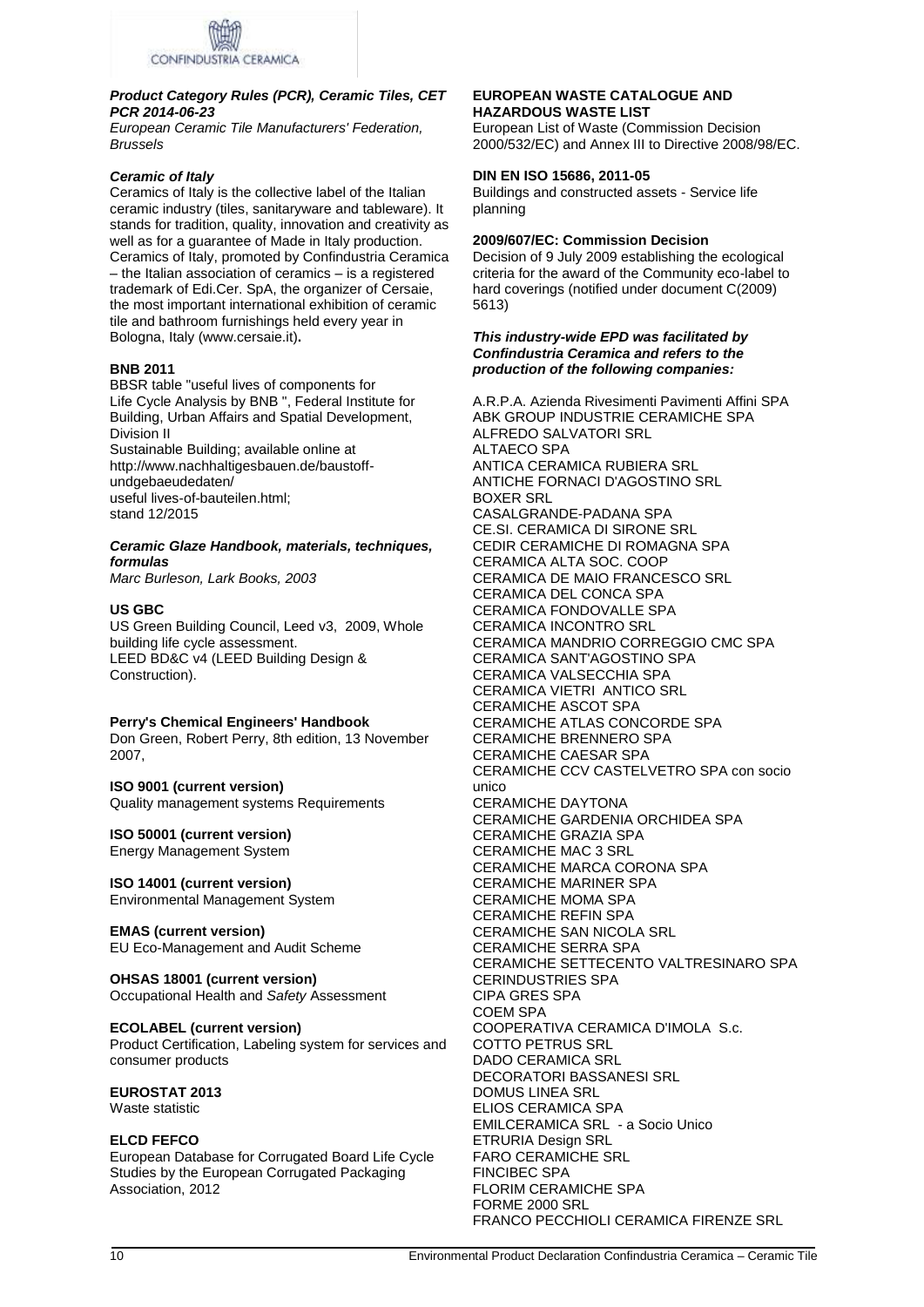***Product Category Rules (PCR), Ceramic Tiles, CET PCR 2014-06-23***

*European Ceramic Tile Manufacturers' Federation, Brussels*

***Ceramic of Italy***

Ceramics of Italy is the collective label of the Italian ceramic industry (tiles, sanitaryware and tableware). It stands for tradition, quality, innovation and creativity as well as for a guarantee of Made in Italy production. Ceramics of Italy, promoted by Confindustria Ceramica – the Italian association of ceramics – is a registered trademark of Edi.Cer. SpA, the organizer of Cersaie, the most important international exhibition of ceramic tile and bathroom furnishings held every year in Bologna, Italy (www.cersaie.it)**.**

**BNB 2011**

BBSR table "useful lives of components for Life Cycle Analysis by BNB ", Federal Institute for Building, Urban Affairs and Spatial Development, Division II

Sustainable Building; available online at http://www.nachhaltigesbauen.de/baustoff-undgebaeudedaten/

useful lives-of-bauteilen.html;

stand 12/2015

***Ceramic Glaze Handbook, materials, techniques, formulas***

*Marc Burleson, Lark Books, 2003*

**US GBC**

US Green Building Council, Leed v3, 2009, Whole building life cycle assessment.

LEED BD&C v4 (LEED Building Design & Construction).

**Perry's Chemical Engineers' Handbook**

Don Green, Robert Perry, 8th edition, 13 November 2007,

**ISO 9001 (current version)**

Quality management systems Requirements

**ISO 50001 (current version)**

Energy Management System

**ISO 14001 (current version)**

Environmental Management System

**EMAS (current version)**

EU Eco-Management and Audit Scheme

**OHSAS 18001 (current version)**

Occupational Health and *Safety* Assessment

**ECOLABEL (current version)**

Product Certification, Labeling system for services and consumer products

**EUROSTAT 2013**

Waste statistic

**ELCD FEFCO**

European Database for Corrugated Board Life Cycle Studies by the European Corrugated Packaging Association, 2012

**EUROPEAN WASTE CATALOGUE AND HAZARDOUS WASTE LIST**

European List of Waste (Commission Decision 2000/532/EC) and Annex III to Directive 2008/98/EC.

**DIN EN ISO 15686, 2011-05**

Buildings and constructed assets - Service life planning

**2009/607/EC: Commission Decision**

Decision of 9 July 2009 establishing the ecological criteria for the award of the Community eco-label to hard coverings (notified under document C(2009) 5613)

***This industry-wide EPD was facilitated by Confindustria Ceramica and refers to the production of the following companies:***

A.R.P.A. Azienda Rivesimenti Pavimenti Affini SPA
ABK GROUP INDUSTRIE CERAMICHE SPA
ALFREDO SALVATORI SRL
ALTAECO SPA
ANTICA CERAMICA RUBIERA SRL
ANTICHE FORNACI D'AGOSTINO SRL
BOXER SRL
CASALGRANDE-PADANA SPA
CE.SI. CERAMICA DI SIRONE SRL
CEDIR CERAMICHE DI ROMAGNA SPA
CERAMICA ALTA SOC. COOP
CERAMICA DE MAIO FRANCESCO SRL
CERAMICA DEL CONCA SPA
CERAMICA FONDOVALLE SPA
CERAMICA INCONTRO SRL
CERAMICA MANDRIO CORREGGIO CMC SPA
CERAMICA SANT'AGOSTINO SPA
CERAMICA VALSECCHIA SPA
CERAMICA VIETRI ANTICO SRL
CERAMICHE ASCOT SPA
CERAMICHE ATLAS CONCORDE SPA
CERAMICHE BRENNERO SPA
CERAMICHE CAESAR SPA
CERAMICHE CCV CASTELVETRO SPA con socio unico
CERAMICHE DAYTONA
CERAMICHE GARDENIA ORCHIDEA SPA
CERAMICHE GRAZIA SPA
CERAMICHE MAC 3 SRL
CERAMICHE MARCA CORONA SPA
CERAMICHE MARINER SPA
CERAMICHE MOMA SPA
CERAMICHE REFIN SPA
CERAMICHE SAN NICOLA SRL
CERAMICHE SERRA SPA
CERAMICHE SETTECENTO VALTRESINARO SPA
CERINDUSTRIES SPA
CIPA GRES SPA
COEM SPA
COOPERATIVA CERAMICA D'IMOLA S.c.
COTTO PETRUS SRL
DADO CERAMICA SRL
DECORATORI BASSANESI SRL
DOMUS LINEA SRL
ELIOS CERAMICA SPA
EMILCERAMICA SRL - a Socio Unico
ETRURIA Design SRL
FARO CERAMICHE SRL
FINCIBEC SPA
FLORIM CERAMICHE SPA
FORME 2000 SRL
FRANCO PECCHIOLI CERAMICA FIRENZE SRL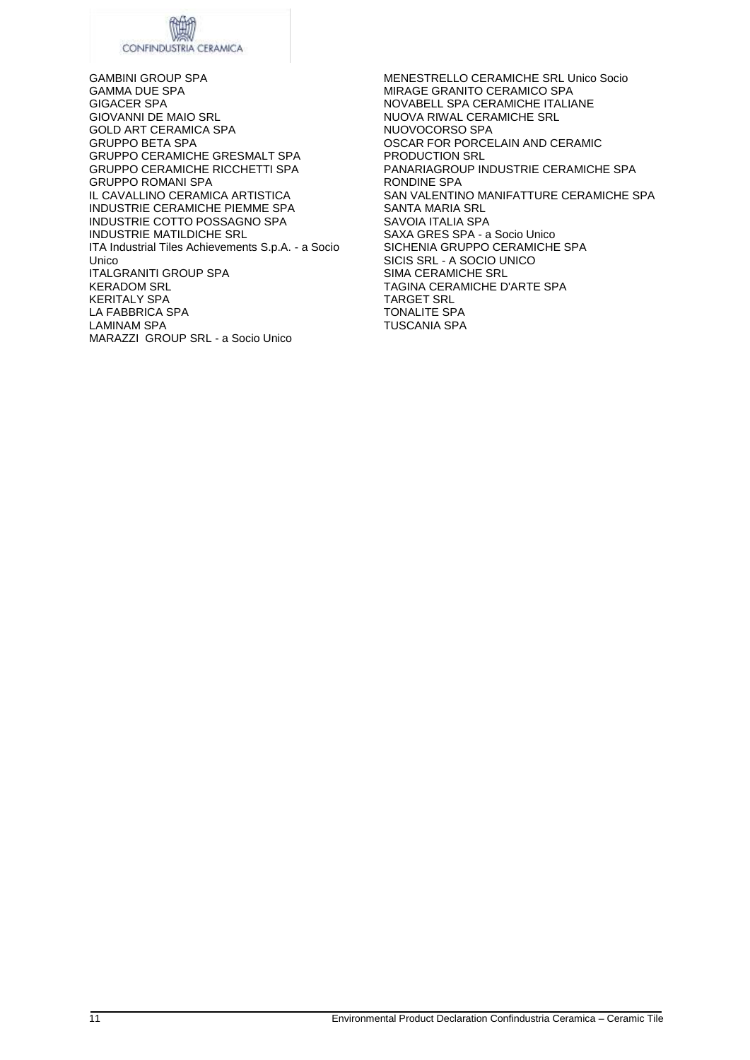GAMBINI GROUP SPA
GAMMA DUE SPA
GIGACER SPA
GIOVANNI DE MAIO SRL
GOLD ART CERAMICA SPA
GRUPPO BETA SPA
GRUPPO CERAMICHE GRESMALT SPA
GRUPPO CERAMICHE RICCHETTI SPA
GRUPPO ROMANI SPA
IL CAVALLINO CERAMICA ARTISTICA
INDUSTRIE CERAMICHE PIEMME SPA
INDUSTRIE COTTO POSSAGNO SPA
INDUSTRIE MATILDICHE SRL
ITA Industrial Tiles Achievements S.p.A. - a Socio Unico
ITALGRANITI GROUP SPA
KERADOM SRL
KERITALY SPA
LA FABBRICA SPA
LAMINAM SPA
MARAZZI GROUP SRL - a Socio Unico
MENESTRELLO CERAMICHE SRL Unico Socio
MIRAGE GRANITO CERAMICO SPA
NOVABELL SPA CERAMICHE ITALIANE
NUOVA RIWAL CERAMICHE SRL
NUOVOCORSO SPA
OSCAR FOR PORCELAIN AND CERAMIC PRODUCTION SRL
PANARIAGROUP INDUSTRIE CERAMICHE SPA
RONDINE SPA
SAN VALENTINO MANIFATTURE CERAMICHE SPA
SANTA MARIA SRL
SAVOIA ITALIA SPA
SAXA GRES SPA - a Socio Unico
SICHENIA GRUPPO CERAMICHE SPA
SICIS SRL - A SOCIO UNICO
SIMA CERAMICHE SRL
TAGINA CERAMICHE D'ARTE SPA
TARGET SRL
TONALITE SPA
TUSCANIA SPA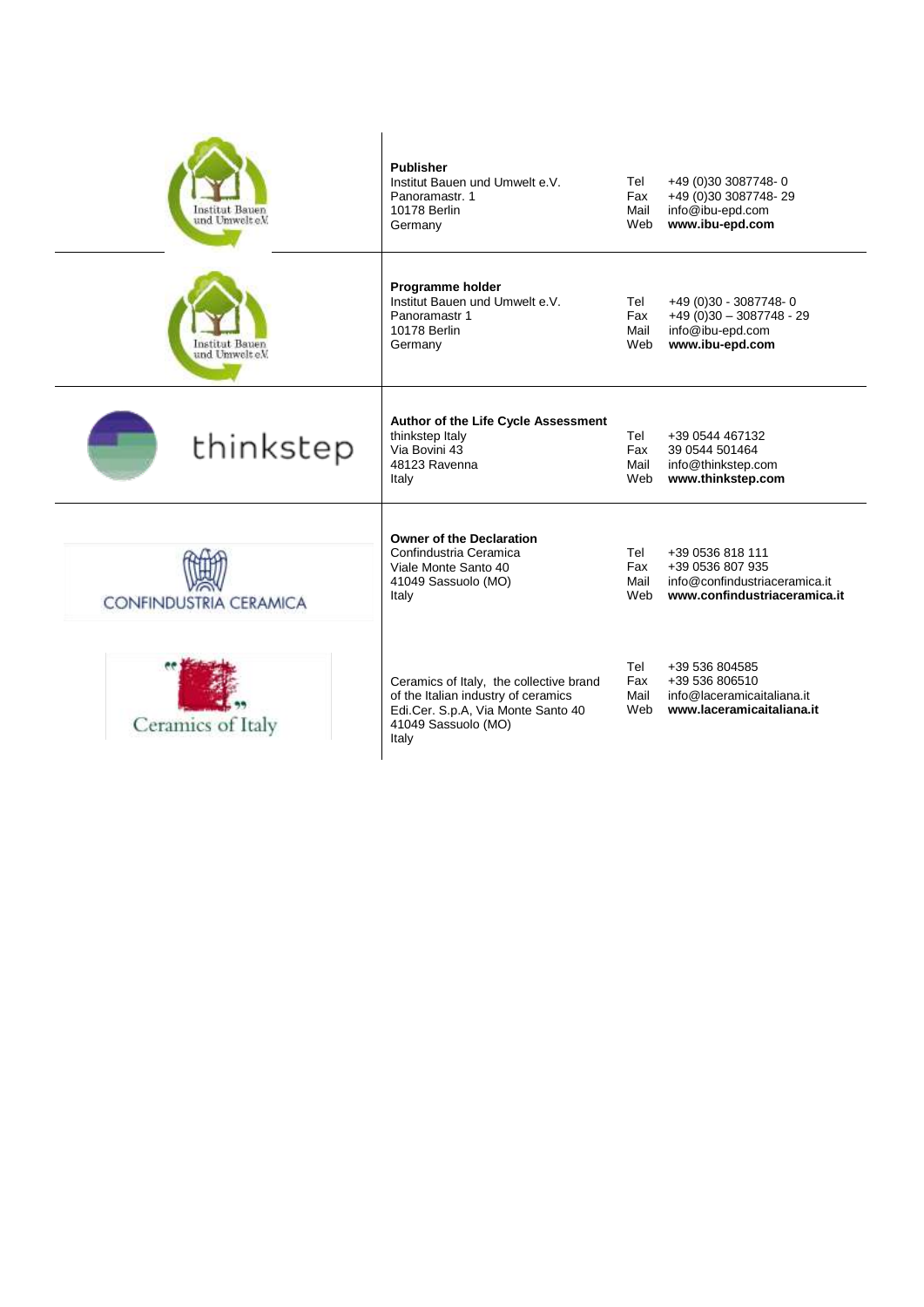**Publisher**
Institut Bauen und Umwelt e.V.
Panoramastr. 1
10178 Berlin
Germany

Tel +49 (0)30 3087748- 0
Fax +49 (0)30 3087748- 29
Mail info@ibu-epd.com
Web **www.ibu-epd.com**

**Programme holder**
Institut Bauen und Umwelt e.V.
Panoramastr 1
10178 Berlin
Germany

Tel +49 (0)30 - 3087748- 0
Fax +49 (0)30 – 3087748 - 29
Mail info@ibu-epd.com
Web **www.ibu-epd.com**

**Author of the Life Cycle Assessment**
thinkstep Italy
Via Bovini 43
48123 Ravenna
Italy

Tel +39 0544 467132
Fax 39 0544 501464
Mail info@thinkstep.com
Web **www.thinkstep.com**

**Owner of the Declaration**
Confindustria Ceramica
Viale Monte Santo 40
41049 Sassuolo (MO)
Italy

Tel +39 0536 818 111
Fax +39 0536 807 935
Mail info@confindustriaceramica.it
Web **www.confindustriaceramica.it**

Ceramics of Italy, the collective brand of the Italian industry of ceramics
Edi.Cer. S.p.A, Via Monte Santo 40
41049 Sassuolo (MO)
Italy

Tel +39 536 804585
Fax +39 536 806510
Mail info@laceramicaitaliana.it
Web **www.laceramicaitaliana.it**